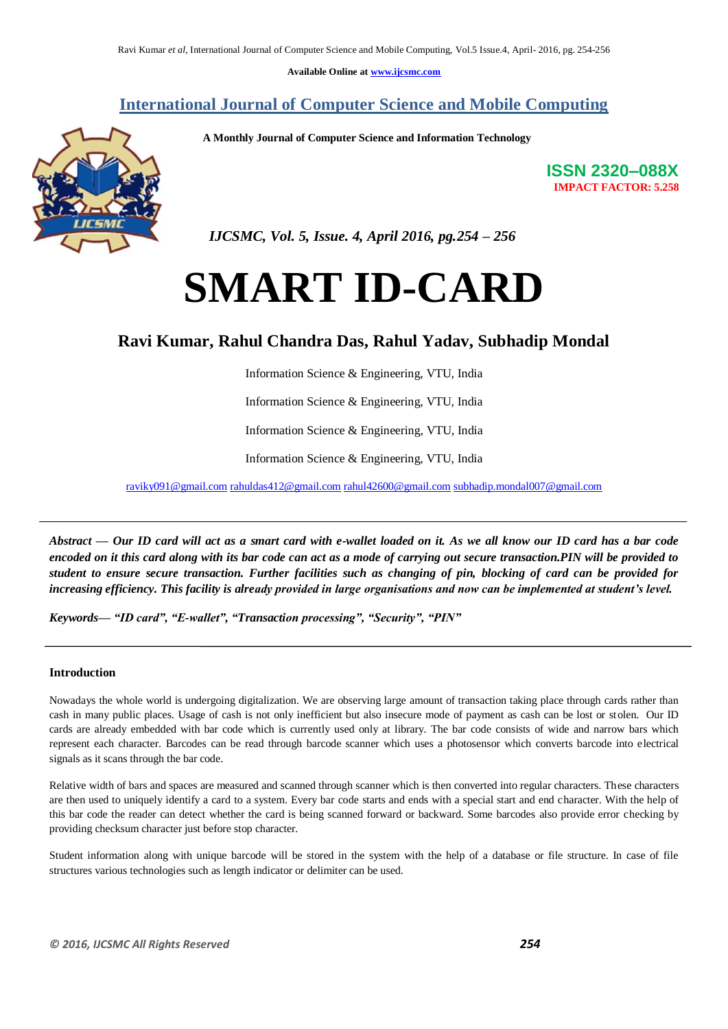Available Online at www.ijcsmc.com

# International Journal of Computer Science and Mobile Computing

**A Monthly Journal of Computer Science and Information Technology**

**ISSN 2320–088X**
**IMPACT FACTOR: 5.258**

*IJCSMC, Vol. 5, Issue. 4, April 2016, pg.254 – 256*

# SMART ID-CARD

## Ravi Kumar, Rahul Chandra Das, Rahul Yadav, Subhadip Mondal

Information Science & Engineering, VTU, India

Information Science & Engineering, VTU, India

Information Science & Engineering, VTU, India

Information Science & Engineering, VTU, India

raviky091@gmail.com rahuldas412@gmail.com rahul42600@gmail.com subhadip.mondal007@gmail.com

---

***Abstract* — *Our ID card will act as a smart card with e-wallet loaded on it. As we all know our ID card has a bar code encoded on it this card along with its bar code can act as a mode of carrying out secure transaction.PIN will be provided to student to ensure secure transaction. Further facilities such as changing of pin, blocking of card can be provided for increasing efficiency. This facility is already provided in large organisations and now can be implemented at student's level.***

***Keywords*— *"ID card", "E-wallet", "Transaction processing", "Security", "PIN"***

---

### Introduction

Nowadays the whole world is undergoing digitalization. We are observing large amount of transaction taking place through cards rather than cash in many public places. Usage of cash is not only inefficient but also insecure mode of payment as cash can be lost or stolen. Our ID cards are already embedded with bar code which is currently used only at library. The bar code consists of wide and narrow bars which represent each character. Barcodes can be read through barcode scanner which uses a photosensor which converts barcode into electrical signals as it scans through the bar code.

Relative width of bars and spaces are measured and scanned through scanner which is then converted into regular characters. These characters are then used to uniquely identify a card to a system. Every bar code starts and ends with a special start and end character. With the help of this bar code the reader can detect whether the card is being scanned forward or backward. Some barcodes also provide error checking by providing checksum character just before stop character.

Student information along with unique barcode will be stored in the system with the help of a database or file structure. In case of file structures various technologies such as length indicator or delimiter can be used.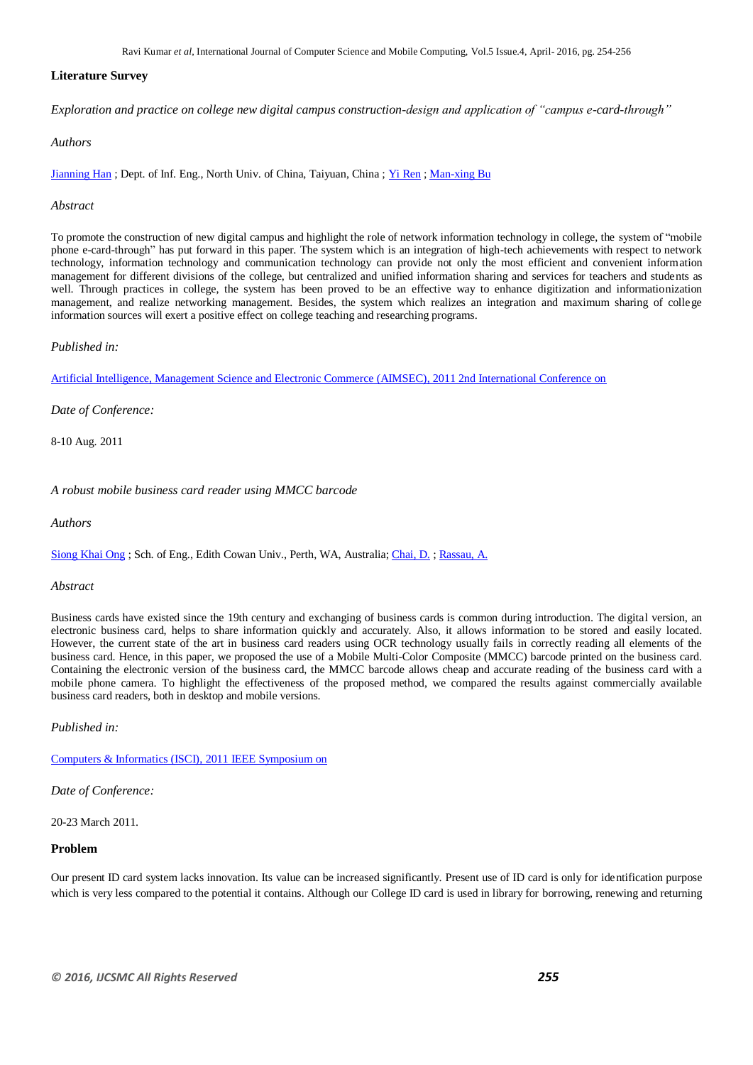**Literature Survey**

*Exploration and practice on college new digital campus construction-design and application of "campus e-card-through"*

*Authors*

Jianning Han ; Dept. of Inf. Eng., North Univ. of China, Taiyuan, China ; Yi Ren ; Man-xing Bu

*Abstract*

To promote the construction of new digital campus and highlight the role of network information technology in college, the system of "mobile phone e-card-through" has put forward in this paper. The system which is an integration of high-tech achievements with respect to network technology, information technology and communication technology can provide not only the most efficient and convenient information management for different divisions of the college, but centralized and unified information sharing and services for teachers and students as well. Through practices in college, the system has been proved to be an effective way to enhance digitization and informationization management, and realize networking management. Besides, the system which realizes an integration and maximum sharing of college information sources will exert a positive effect on college teaching and researching programs.

*Published in:*

Artificial Intelligence, Management Science and Electronic Commerce (AIMSEC), 2011 2nd International Conference on

*Date of Conference:*

8-10 Aug. 2011

*A robust mobile business card reader using MMCC barcode*

*Authors*

Siong Khai Ong ; Sch. of Eng., Edith Cowan Univ., Perth, WA, Australia; Chai, D. ; Rassau, A.

*Abstract*

Business cards have existed since the 19th century and exchanging of business cards is common during introduction. The digital version, an electronic business card, helps to share information quickly and accurately. Also, it allows information to be stored and easily located. However, the current state of the art in business card readers using OCR technology usually fails in correctly reading all elements of the business card. Hence, in this paper, we proposed the use of a Mobile Multi-Color Composite (MMCC) barcode printed on the business card. Containing the electronic version of the business card, the MMCC barcode allows cheap and accurate reading of the business card with a mobile phone camera. To highlight the effectiveness of the proposed method, we compared the results against commercially available business card readers, both in desktop and mobile versions.

*Published in:*

Computers & Informatics (ISCI), 2011 IEEE Symposium on

*Date of Conference:*

20-23 March 2011.

**Problem**

Our present ID card system lacks innovation. Its value can be increased significantly. Present use of ID card is only for identification purpose which is very less compared to the potential it contains. Although our College ID card is used in library for borrowing, renewing and returning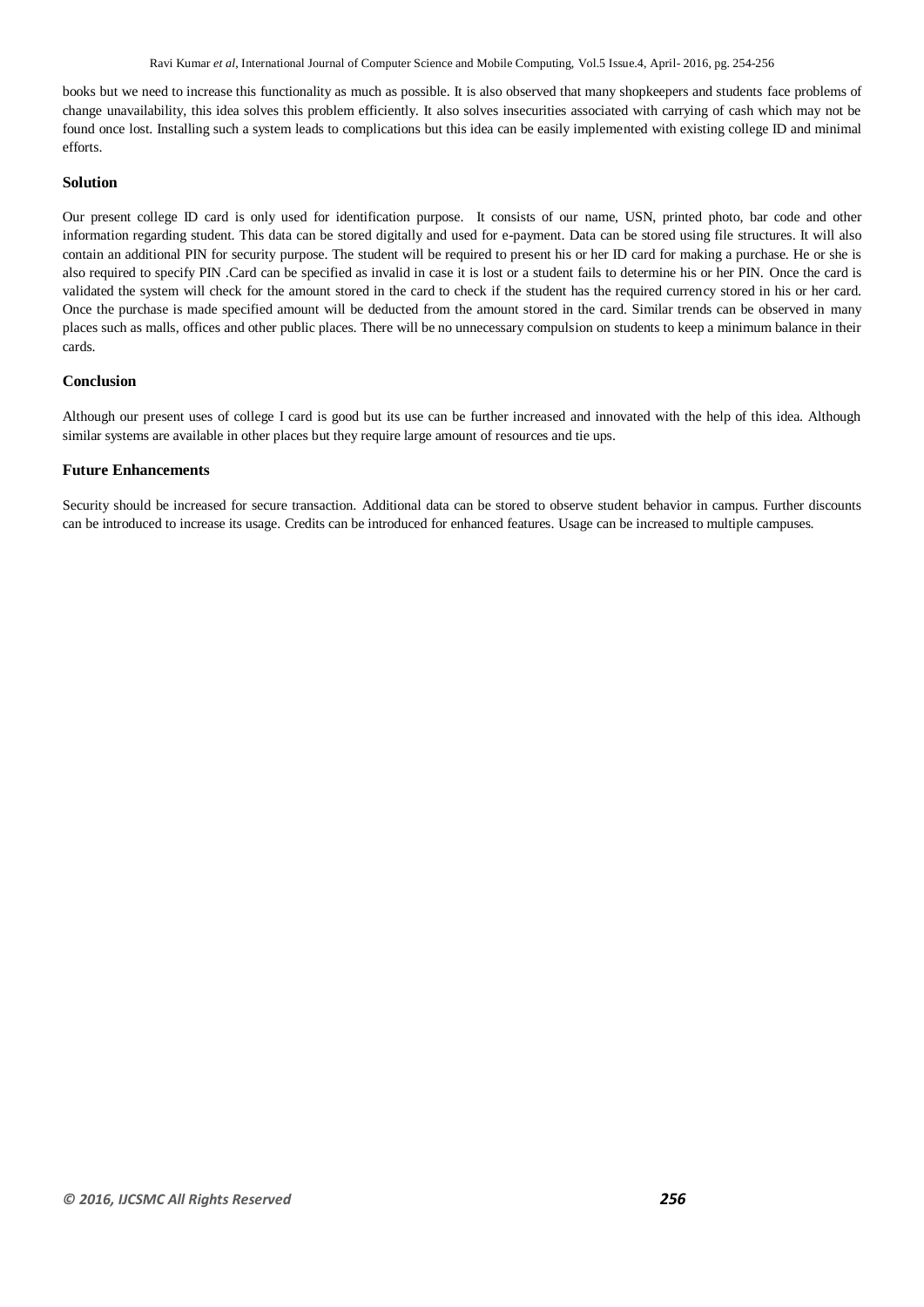books but we need to increase this functionality as much as possible. It is also observed that many shopkeepers and students face problems of change unavailability, this idea solves this problem efficiently. It also solves insecurities associated with carrying of cash which may not be found once lost. Installing such a system leads to complications but this idea can be easily implemented with existing college ID and minimal efforts.

### Solution

Our present college ID card is only used for identification purpose. It consists of our name, USN, printed photo, bar code and other information regarding student. This data can be stored digitally and used for e-payment. Data can be stored using file structures. It will also contain an additional PIN for security purpose. The student will be required to present his or her ID card for making a purchase. He or she is also required to specify PIN .Card can be specified as invalid in case it is lost or a student fails to determine his or her PIN. Once the card is validated the system will check for the amount stored in the card to check if the student has the required currency stored in his or her card. Once the purchase is made specified amount will be deducted from the amount stored in the card. Similar trends can be observed in many places such as malls, offices and other public places. There will be no unnecessary compulsion on students to keep a minimum balance in their cards.

### Conclusion

Although our present uses of college I card is good but its use can be further increased and innovated with the help of this idea. Although similar systems are available in other places but they require large amount of resources and tie ups.

### Future Enhancements

Security should be increased for secure transaction. Additional data can be stored to observe student behavior in campus. Further discounts can be introduced to increase its usage. Credits can be introduced for enhanced features. Usage can be increased to multiple campuses.